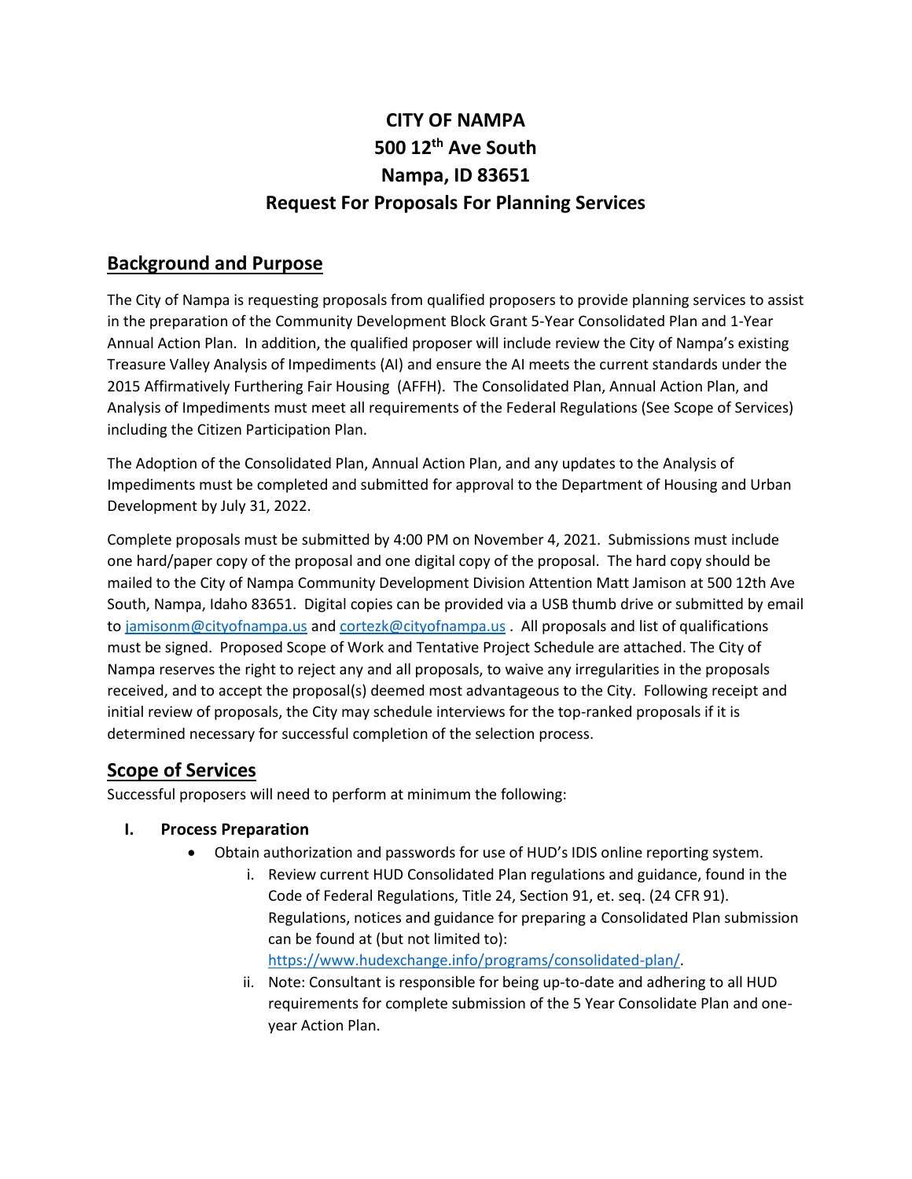# CITY OF NAMPA
# 500 12th Ave South
# Nampa, ID 83651
# Request For Proposals For Planning Services

## Background and Purpose

The City of Nampa is requesting proposals from qualified proposers to provide planning services to assist in the preparation of the Community Development Block Grant 5-Year Consolidated Plan and 1-Year Annual Action Plan. In addition, the qualified proposer will include review the City of Nampa's existing Treasure Valley Analysis of Impediments (AI) and ensure the AI meets the current standards under the 2015 Affirmatively Furthering Fair Housing (AFFH). The Consolidated Plan, Annual Action Plan, and Analysis of Impediments must meet all requirements of the Federal Regulations (See Scope of Services) including the Citizen Participation Plan.

The Adoption of the Consolidated Plan, Annual Action Plan, and any updates to the Analysis of Impediments must be completed and submitted for approval to the Department of Housing and Urban Development by July 31, 2022.

Complete proposals must be submitted by 4:00 PM on November 4, 2021. Submissions must include one hard/paper copy of the proposal and one digital copy of the proposal. The hard copy should be mailed to the City of Nampa Community Development Division Attention Matt Jamison at 500 12th Ave South, Nampa, Idaho 83651. Digital copies can be provided via a USB thumb drive or submitted by email to jamisonm@cityofnampa.us and cortezk@cityofnampa.us . All proposals and list of qualifications must be signed. Proposed Scope of Work and Tentative Project Schedule are attached. The City of Nampa reserves the right to reject any and all proposals, to waive any irregularities in the proposals received, and to accept the proposal(s) deemed most advantageous to the City. Following receipt and initial review of proposals, the City may schedule interviews for the top-ranked proposals if it is determined necessary for successful completion of the selection process.

## Scope of Services

Successful proposers will need to perform at minimum the following:

### I. Process Preparation

- Obtain authorization and passwords for use of HUD's IDIS online reporting system.
  - i. Review current HUD Consolidated Plan regulations and guidance, found in the Code of Federal Regulations, Title 24, Section 91, et. seq. (24 CFR 91). Regulations, notices and guidance for preparing a Consolidated Plan submission can be found at (but not limited to): https://www.hudexchange.info/programs/consolidated-plan/.
  - ii. Note: Consultant is responsible for being up-to-date and adhering to all HUD requirements for complete submission of the 5 Year Consolidate Plan and one-year Action Plan.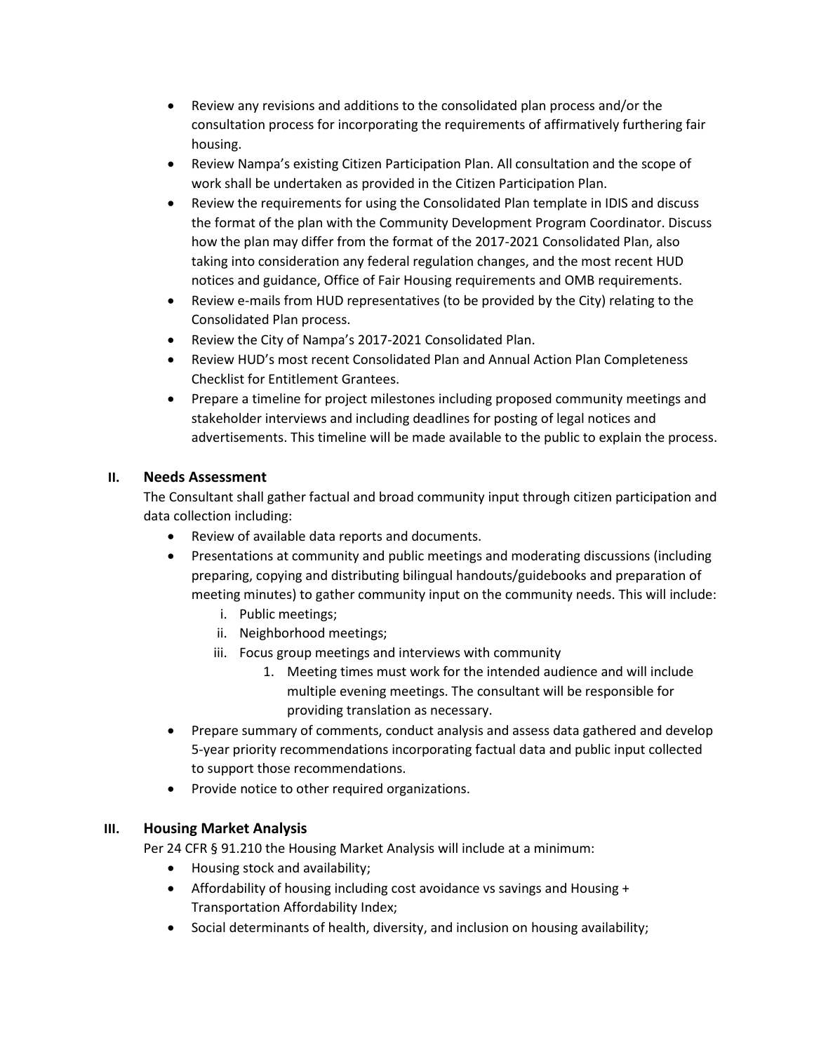- Review any revisions and additions to the consolidated plan process and/or the consultation process for incorporating the requirements of affirmatively furthering fair housing.
- Review Nampa's existing Citizen Participation Plan. All consultation and the scope of work shall be undertaken as provided in the Citizen Participation Plan.
- Review the requirements for using the Consolidated Plan template in IDIS and discuss the format of the plan with the Community Development Program Coordinator. Discuss how the plan may differ from the format of the 2017-2021 Consolidated Plan, also taking into consideration any federal regulation changes, and the most recent HUD notices and guidance, Office of Fair Housing requirements and OMB requirements.
- Review e-mails from HUD representatives (to be provided by the City) relating to the Consolidated Plan process.
- Review the City of Nampa's 2017-2021 Consolidated Plan.
- Review HUD's most recent Consolidated Plan and Annual Action Plan Completeness Checklist for Entitlement Grantees.
- Prepare a timeline for project milestones including proposed community meetings and stakeholder interviews and including deadlines for posting of legal notices and advertisements. This timeline will be made available to the public to explain the process.

## II. Needs Assessment

The Consultant shall gather factual and broad community input through citizen participation and data collection including:

- Review of available data reports and documents.
- Presentations at community and public meetings and moderating discussions (including preparing, copying and distributing bilingual handouts/guidebooks and preparation of meeting minutes) to gather community input on the community needs. This will include:
  1. Public meetings;
  2. Neighborhood meetings;
  3. Focus group meetings and interviews with community
     1. Meeting times must work for the intended audience and will include multiple evening meetings. The consultant will be responsible for providing translation as necessary.
- Prepare summary of comments, conduct analysis and assess data gathered and develop 5-year priority recommendations incorporating factual data and public input collected to support those recommendations.
- Provide notice to other required organizations.

## III. Housing Market Analysis

Per 24 CFR § 91.210 the Housing Market Analysis will include at a minimum:

- Housing stock and availability;
- Affordability of housing including cost avoidance vs savings and Housing + Transportation Affordability Index;
- Social determinants of health, diversity, and inclusion on housing availability;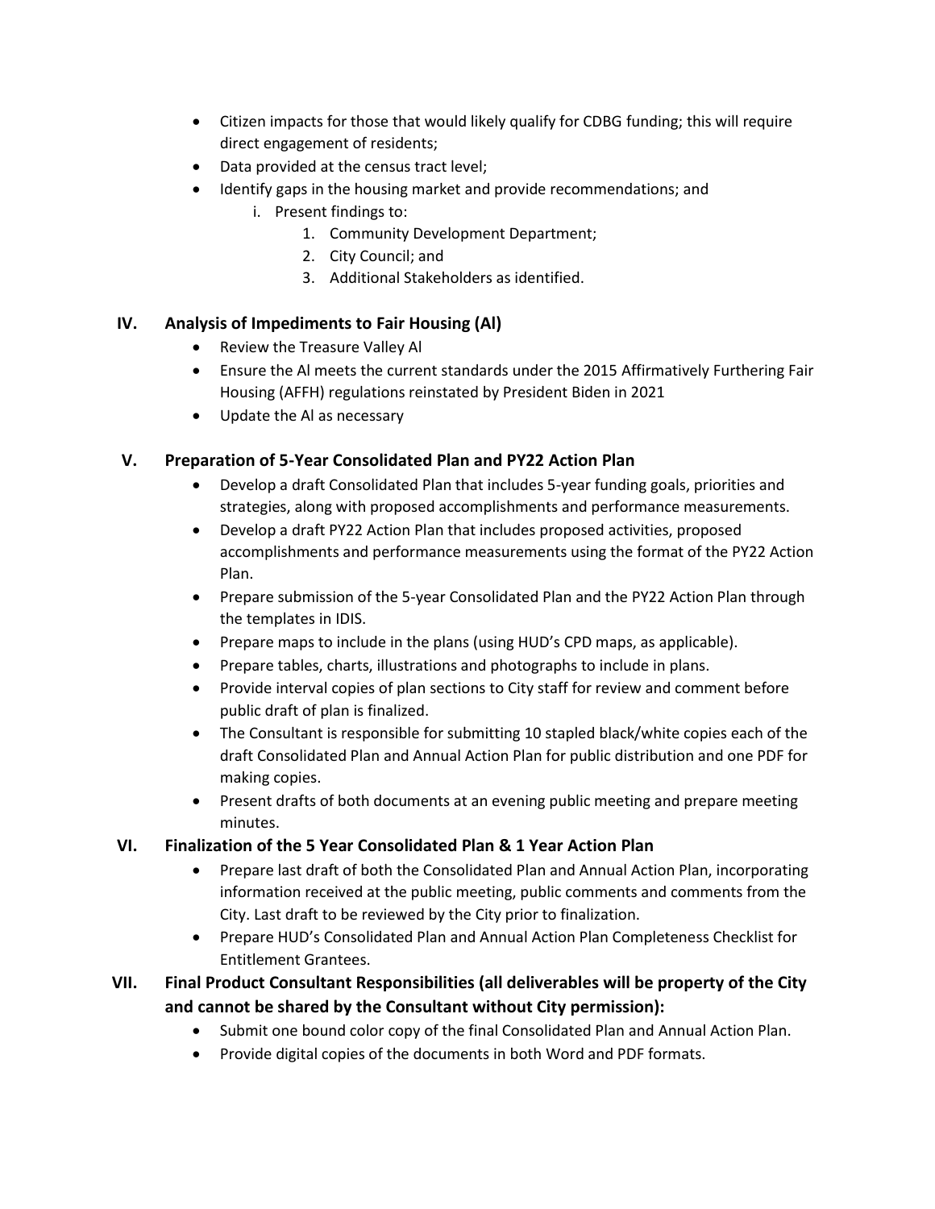- Citizen impacts for those that would likely qualify for CDBG funding; this will require direct engagement of residents;
- Data provided at the census tract level;
- Identify gaps in the housing market and provide recommendations; and
    i. Present findings to:
        1. Community Development Department;
        2. City Council; and
        3. Additional Stakeholders as identified.

## IV. Analysis of Impediments to Fair Housing (AI)

- Review the Treasure Valley AI
- Ensure the AI meets the current standards under the 2015 Affirmatively Furthering Fair Housing (AFFH) regulations reinstated by President Biden in 2021
- Update the AI as necessary

## V. Preparation of 5-Year Consolidated Plan and PY22 Action Plan

- Develop a draft Consolidated Plan that includes 5-year funding goals, priorities and strategies, along with proposed accomplishments and performance measurements.
- Develop a draft PY22 Action Plan that includes proposed activities, proposed accomplishments and performance measurements using the format of the PY22 Action Plan.
- Prepare submission of the 5-year Consolidated Plan and the PY22 Action Plan through the templates in IDIS.
- Prepare maps to include in the plans (using HUD's CPD maps, as applicable).
- Prepare tables, charts, illustrations and photographs to include in plans.
- Provide interval copies of plan sections to City staff for review and comment before public draft of plan is finalized.
- The Consultant is responsible for submitting 10 stapled black/white copies each of the draft Consolidated Plan and Annual Action Plan for public distribution and one PDF for making copies.
- Present drafts of both documents at an evening public meeting and prepare meeting minutes.

## VI. Finalization of the 5 Year Consolidated Plan & 1 Year Action Plan

- Prepare last draft of both the Consolidated Plan and Annual Action Plan, incorporating information received at the public meeting, public comments and comments from the City. Last draft to be reviewed by the City prior to finalization.
- Prepare HUD's Consolidated Plan and Annual Action Plan Completeness Checklist for Entitlement Grantees.

## VII. Final Product Consultant Responsibilities (all deliverables will be property of the City and cannot be shared by the Consultant without City permission):

- Submit one bound color copy of the final Consolidated Plan and Annual Action Plan.
- Provide digital copies of the documents in both Word and PDF formats.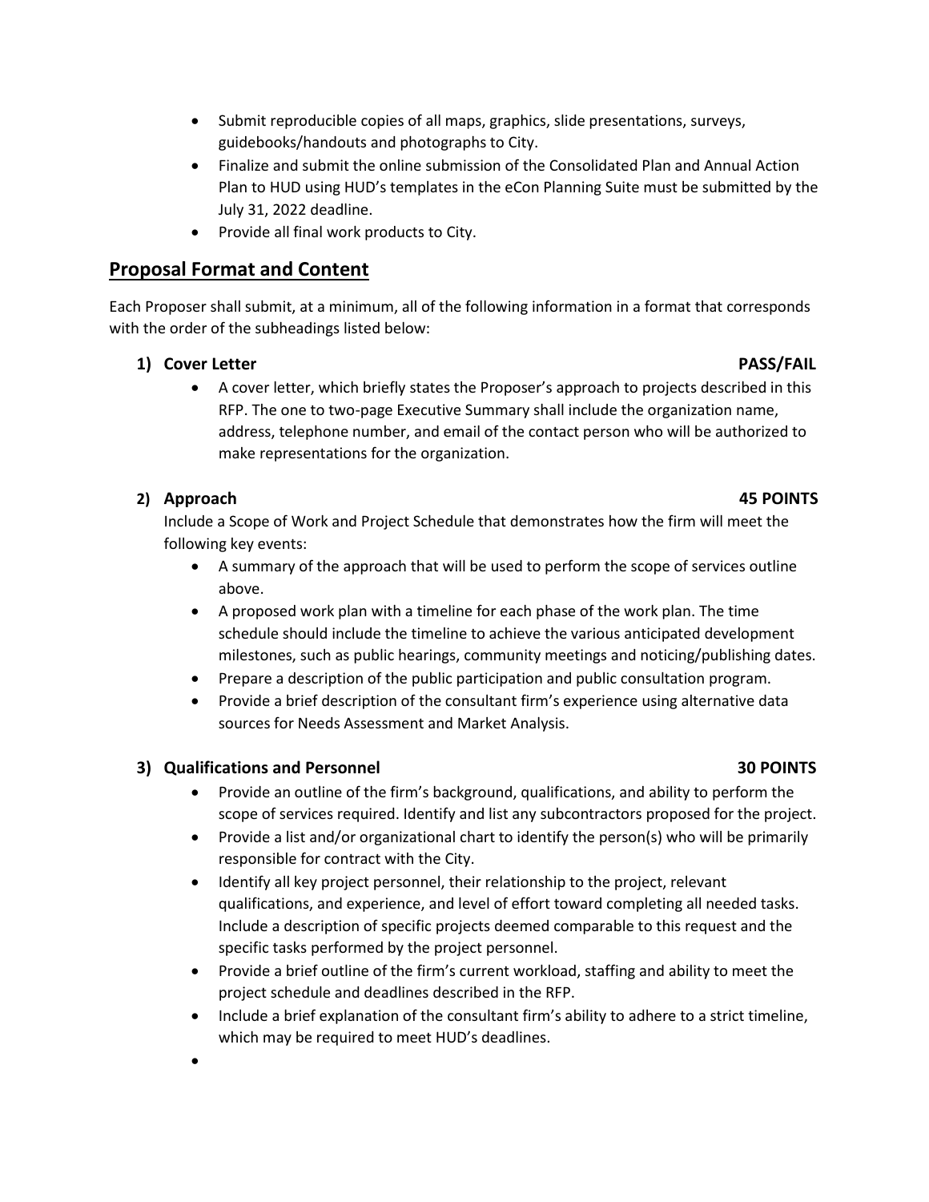- Submit reproducible copies of all maps, graphics, slide presentations, surveys, guidebooks/handouts and photographs to City.
- Finalize and submit the online submission of the Consolidated Plan and Annual Action Plan to HUD using HUD's templates in the eCon Planning Suite must be submitted by the July 31, 2022 deadline.
- Provide all final work products to City.

## Proposal Format and Content

Each Proposer shall submit, at a minimum, all of the following information in a format that corresponds with the order of the subheadings listed below:

### 1) Cover Letter — PASS/FAIL

- A cover letter, which briefly states the Proposer's approach to projects described in this RFP. The one to two-page Executive Summary shall include the organization name, address, telephone number, and email of the contact person who will be authorized to make representations for the organization.

### 2) Approach — 45 POINTS

Include a Scope of Work and Project Schedule that demonstrates how the firm will meet the following key events:

- A summary of the approach that will be used to perform the scope of services outline above.
- A proposed work plan with a timeline for each phase of the work plan. The time schedule should include the timeline to achieve the various anticipated development milestones, such as public hearings, community meetings and noticing/publishing dates.
- Prepare a description of the public participation and public consultation program.
- Provide a brief description of the consultant firm's experience using alternative data sources for Needs Assessment and Market Analysis.

### 3) Qualifications and Personnel — 30 POINTS

- Provide an outline of the firm's background, qualifications, and ability to perform the scope of services required. Identify and list any subcontractors proposed for the project.
- Provide a list and/or organizational chart to identify the person(s) who will be primarily responsible for contract with the City.
- Identify all key project personnel, their relationship to the project, relevant qualifications, and experience, and level of effort toward completing all needed tasks. Include a description of specific projects deemed comparable to this request and the specific tasks performed by the project personnel.
- Provide a brief outline of the firm's current workload, staffing and ability to meet the project schedule and deadlines described in the RFP.
- Include a brief explanation of the consultant firm's ability to adhere to a strict timeline, which may be required to meet HUD's deadlines.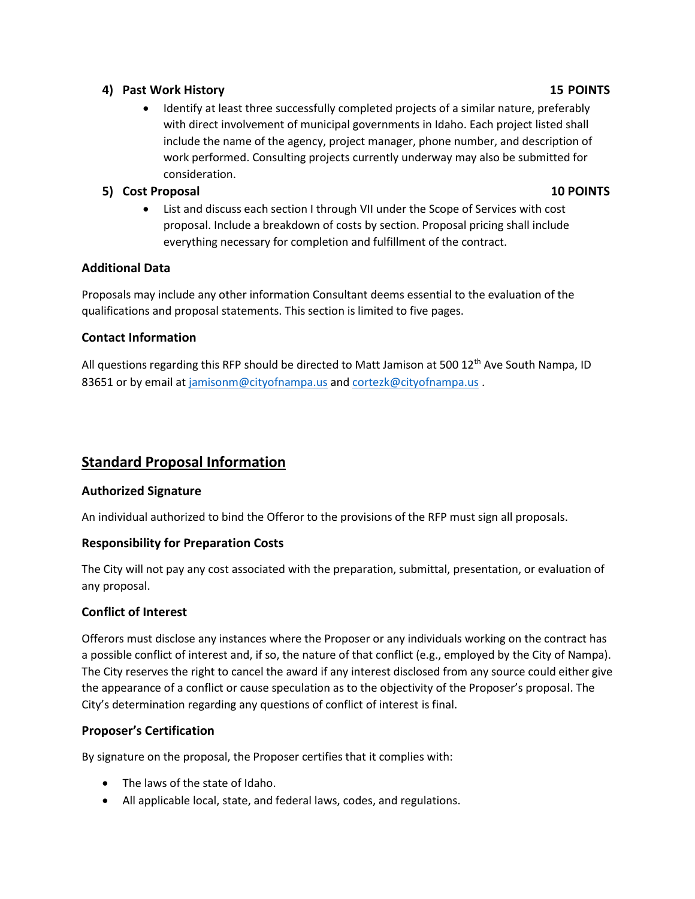**4) Past Work History** **15 POINTS**

- Identify at least three successfully completed projects of a similar nature, preferably with direct involvement of municipal governments in Idaho. Each project listed shall include the name of the agency, project manager, phone number, and description of work performed. Consulting projects currently underway may also be submitted for consideration.

**5) Cost Proposal** **10 POINTS**

- List and discuss each section I through VII under the Scope of Services with cost proposal. Include a breakdown of costs by section. Proposal pricing shall include everything necessary for completion and fulfillment of the contract.

### Additional Data

Proposals may include any other information Consultant deems essential to the evaluation of the qualifications and proposal statements. This section is limited to five pages.

### Contact Information

All questions regarding this RFP should be directed to Matt Jamison at 500 12th Ave South Nampa, ID 83651 or by email at jamisonm@cityofnampa.us and cortezk@cityofnampa.us .

## Standard Proposal Information

### Authorized Signature

An individual authorized to bind the Offeror to the provisions of the RFP must sign all proposals.

### Responsibility for Preparation Costs

The City will not pay any cost associated with the preparation, submittal, presentation, or evaluation of any proposal.

### Conflict of Interest

Offerors must disclose any instances where the Proposer or any individuals working on the contract has a possible conflict of interest and, if so, the nature of that conflict (e.g., employed by the City of Nampa). The City reserves the right to cancel the award if any interest disclosed from any source could either give the appearance of a conflict or cause speculation as to the objectivity of the Proposer's proposal. The City's determination regarding any questions of conflict of interest is final.

### Proposer's Certification

By signature on the proposal, the Proposer certifies that it complies with:

- The laws of the state of Idaho.
- All applicable local, state, and federal laws, codes, and regulations.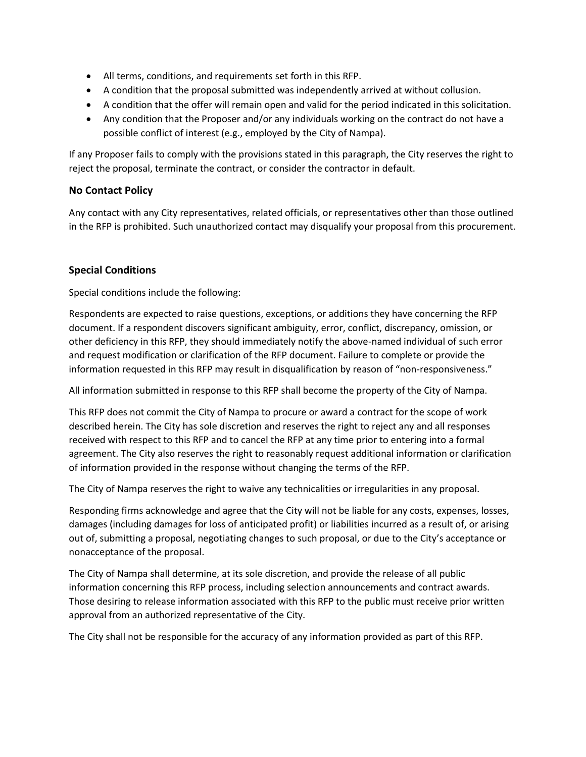- All terms, conditions, and requirements set forth in this RFP.
- A condition that the proposal submitted was independently arrived at without collusion.
- A condition that the offer will remain open and valid for the period indicated in this solicitation.
- Any condition that the Proposer and/or any individuals working on the contract do not have a possible conflict of interest (e.g., employed by the City of Nampa).

If any Proposer fails to comply with the provisions stated in this paragraph, the City reserves the right to reject the proposal, terminate the contract, or consider the contractor in default.

### No Contact Policy

Any contact with any City representatives, related officials, or representatives other than those outlined in the RFP is prohibited. Such unauthorized contact may disqualify your proposal from this procurement.

### Special Conditions

Special conditions include the following:

Respondents are expected to raise questions, exceptions, or additions they have concerning the RFP document. If a respondent discovers significant ambiguity, error, conflict, discrepancy, omission, or other deficiency in this RFP, they should immediately notify the above-named individual of such error and request modification or clarification of the RFP document. Failure to complete or provide the information requested in this RFP may result in disqualification by reason of "non-responsiveness."

All information submitted in response to this RFP shall become the property of the City of Nampa.

This RFP does not commit the City of Nampa to procure or award a contract for the scope of work described herein. The City has sole discretion and reserves the right to reject any and all responses received with respect to this RFP and to cancel the RFP at any time prior to entering into a formal agreement. The City also reserves the right to reasonably request additional information or clarification of information provided in the response without changing the terms of the RFP.

The City of Nampa reserves the right to waive any technicalities or irregularities in any proposal.

Responding firms acknowledge and agree that the City will not be liable for any costs, expenses, losses, damages (including damages for loss of anticipated profit) or liabilities incurred as a result of, or arising out of, submitting a proposal, negotiating changes to such proposal, or due to the City's acceptance or nonacceptance of the proposal.

The City of Nampa shall determine, at its sole discretion, and provide the release of all public information concerning this RFP process, including selection announcements and contract awards. Those desiring to release information associated with this RFP to the public must receive prior written approval from an authorized representative of the City.

The City shall not be responsible for the accuracy of any information provided as part of this RFP.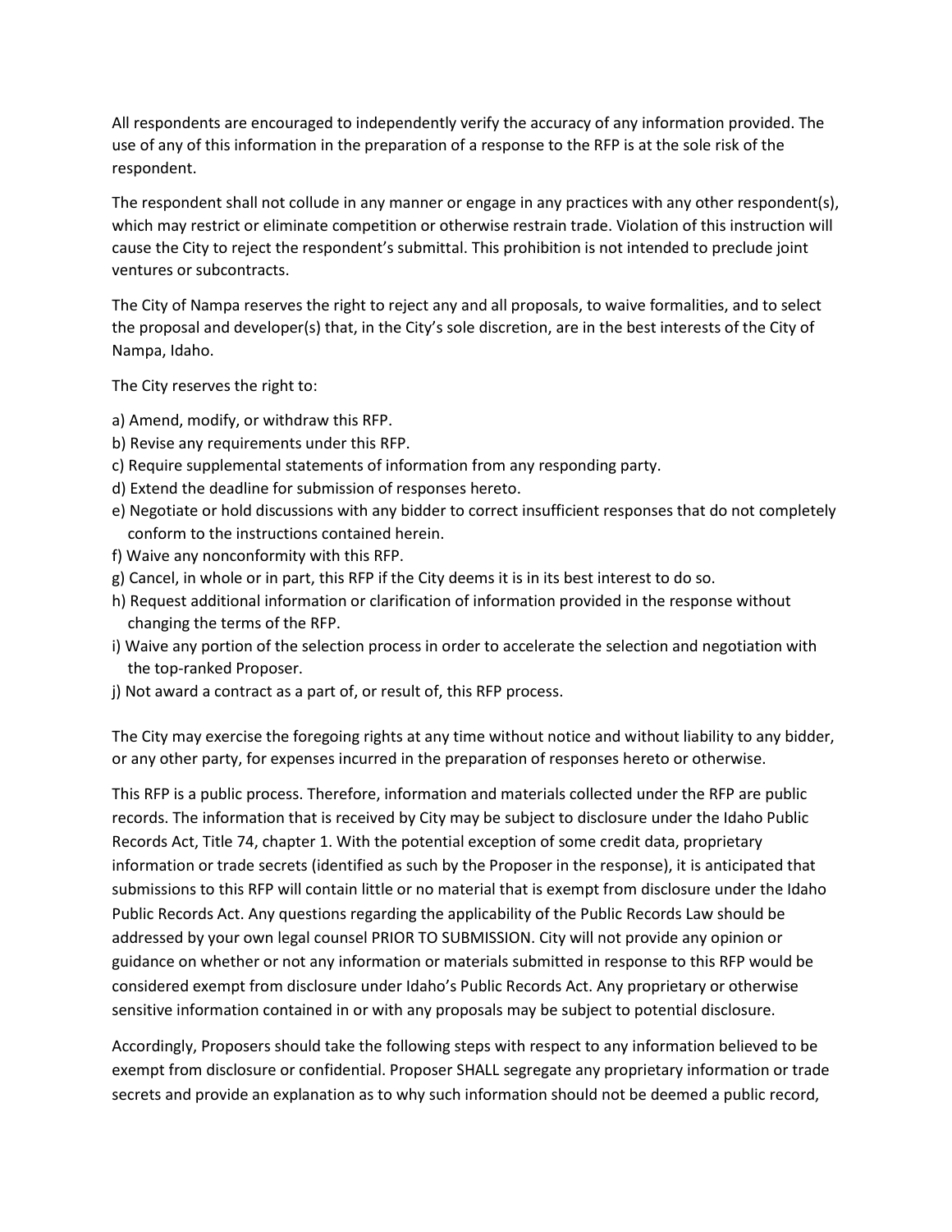All respondents are encouraged to independently verify the accuracy of any information provided. The use of any of this information in the preparation of a response to the RFP is at the sole risk of the respondent.

The respondent shall not collude in any manner or engage in any practices with any other respondent(s), which may restrict or eliminate competition or otherwise restrain trade. Violation of this instruction will cause the City to reject the respondent's submittal. This prohibition is not intended to preclude joint ventures or subcontracts.

The City of Nampa reserves the right to reject any and all proposals, to waive formalities, and to select the proposal and developer(s) that, in the City's sole discretion, are in the best interests of the City of Nampa, Idaho.

The City reserves the right to:

a) Amend, modify, or withdraw this RFP.
b) Revise any requirements under this RFP.
c) Require supplemental statements of information from any responding party.
d) Extend the deadline for submission of responses hereto.
e) Negotiate or hold discussions with any bidder to correct insufficient responses that do not completely conform to the instructions contained herein.
f) Waive any nonconformity with this RFP.
g) Cancel, in whole or in part, this RFP if the City deems it is in its best interest to do so.
h) Request additional information or clarification of information provided in the response without changing the terms of the RFP.
i) Waive any portion of the selection process in order to accelerate the selection and negotiation with the top-ranked Proposer.
j) Not award a contract as a part of, or result of, this RFP process.

The City may exercise the foregoing rights at any time without notice and without liability to any bidder, or any other party, for expenses incurred in the preparation of responses hereto or otherwise.

This RFP is a public process. Therefore, information and materials collected under the RFP are public records. The information that is received by City may be subject to disclosure under the Idaho Public Records Act, Title 74, chapter 1. With the potential exception of some credit data, proprietary information or trade secrets (identified as such by the Proposer in the response), it is anticipated that submissions to this RFP will contain little or no material that is exempt from disclosure under the Idaho Public Records Act. Any questions regarding the applicability of the Public Records Law should be addressed by your own legal counsel PRIOR TO SUBMISSION. City will not provide any opinion or guidance on whether or not any information or materials submitted in response to this RFP would be considered exempt from disclosure under Idaho's Public Records Act. Any proprietary or otherwise sensitive information contained in or with any proposals may be subject to potential disclosure.

Accordingly, Proposers should take the following steps with respect to any information believed to be exempt from disclosure or confidential. Proposer SHALL segregate any proprietary information or trade secrets and provide an explanation as to why such information should not be deemed a public record,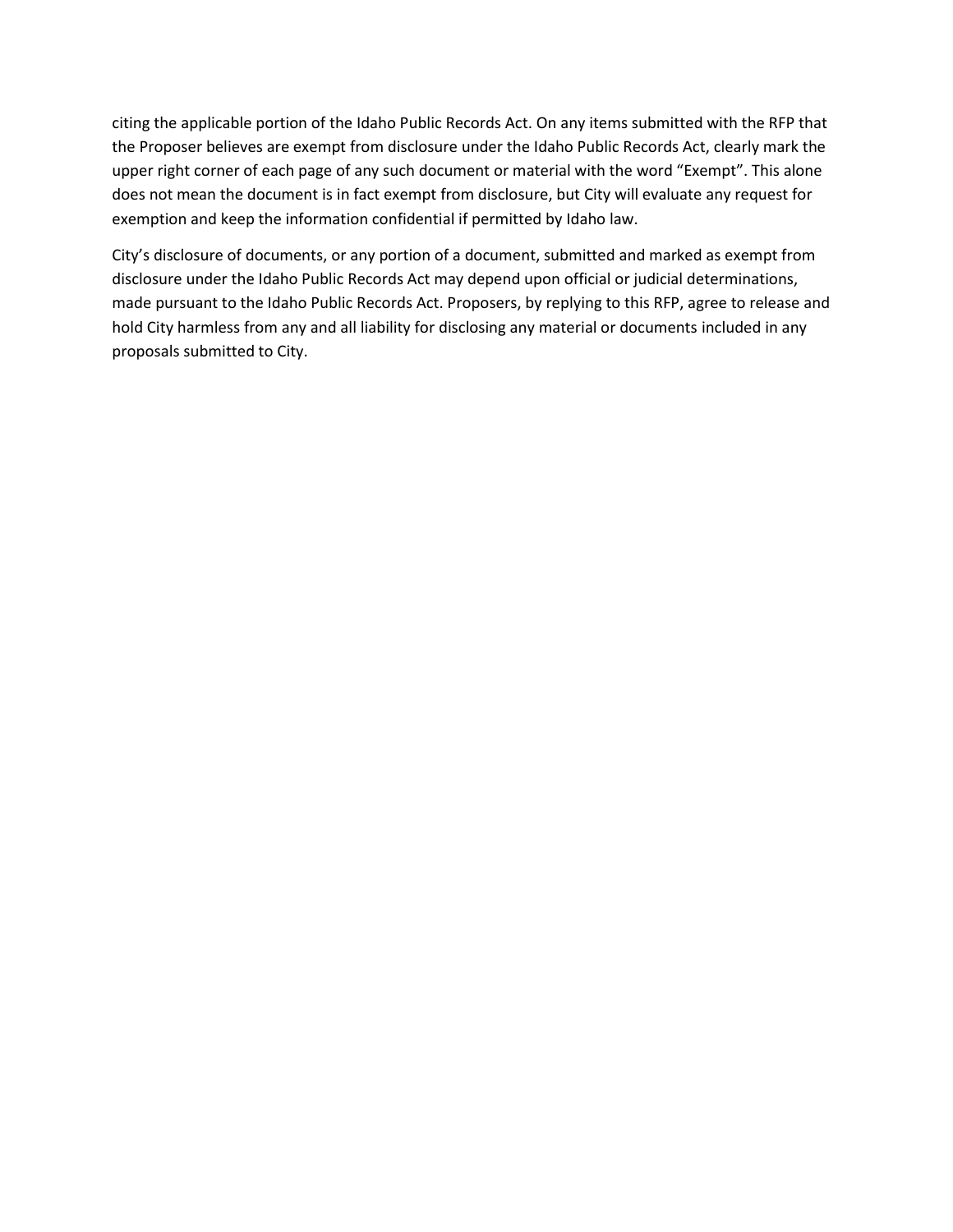citing the applicable portion of the Idaho Public Records Act. On any items submitted with the RFP that the Proposer believes are exempt from disclosure under the Idaho Public Records Act, clearly mark the upper right corner of each page of any such document or material with the word "Exempt". This alone does not mean the document is in fact exempt from disclosure, but City will evaluate any request for exemption and keep the information confidential if permitted by Idaho law.

City's disclosure of documents, or any portion of a document, submitted and marked as exempt from disclosure under the Idaho Public Records Act may depend upon official or judicial determinations, made pursuant to the Idaho Public Records Act. Proposers, by replying to this RFP, agree to release and hold City harmless from any and all liability for disclosing any material or documents included in any proposals submitted to City.